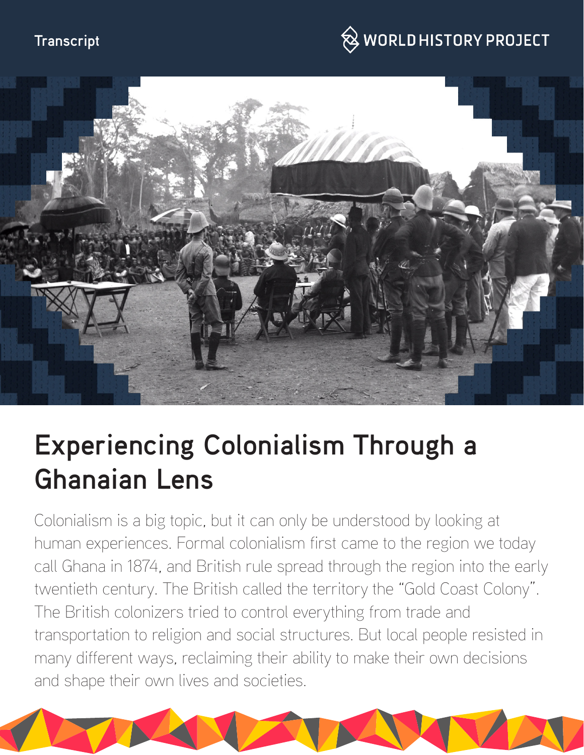Transcript

WORLD HISTORY PROJECT

# Experiencing Colonialism Through a Ghanaian Lens

Colonialism is a big topic, but it can only be understood by looking at human experiences. Formal colonialism first came to the region we today call Ghana in 1874, and British rule spread through the region into the early twentieth century. The British called the territory the "Gold Coast Colony". The British colonizers tried to control everything from trade and transportation to religion and social structures. But local people resisted in many different ways, reclaiming their ability to make their own decisions and shape their own lives and societies.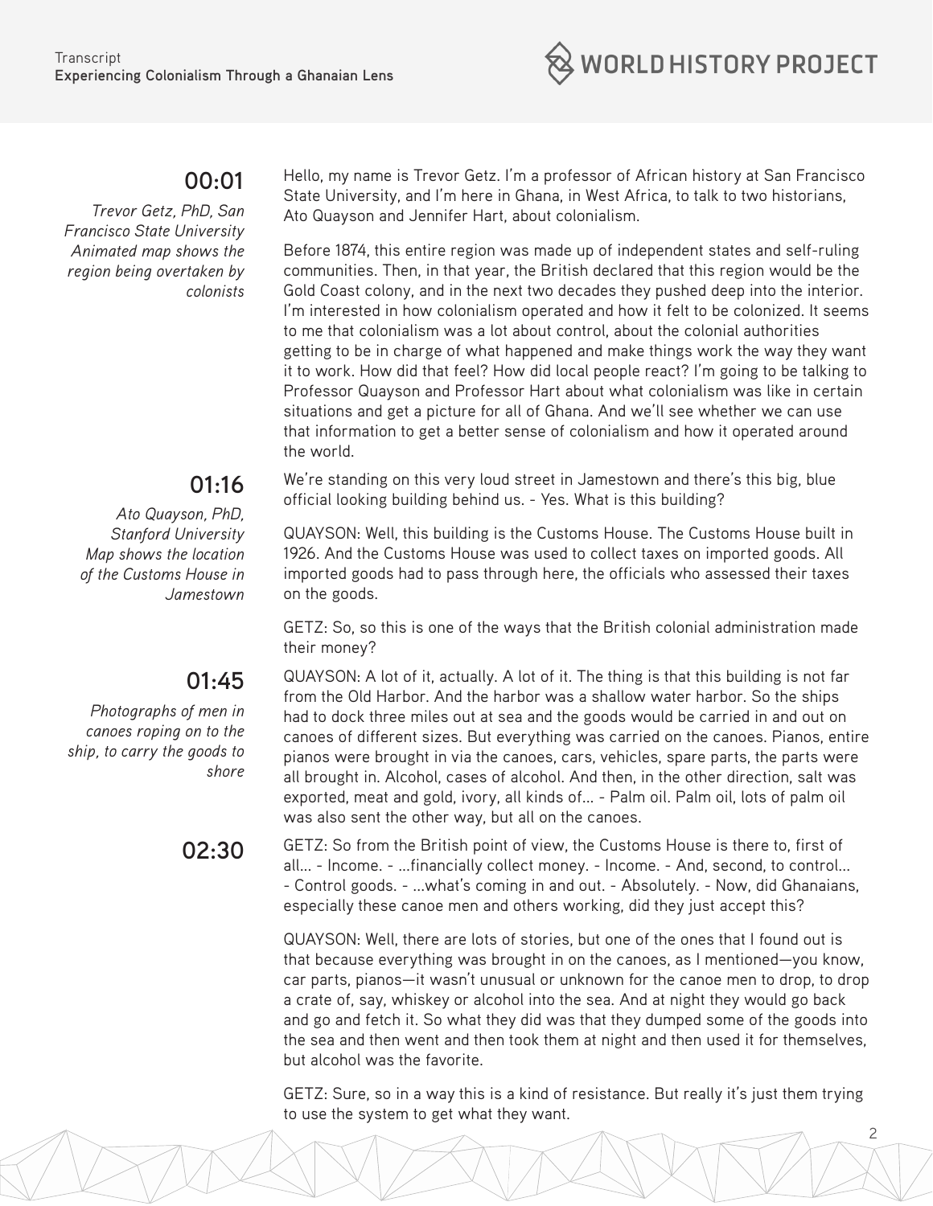**00:01**

*Trevor Getz, PhD, San Francisco State University*
*Animated map shows the region being overtaken by colonists*

Hello, my name is Trevor Getz. I'm a professor of African history at San Francisco State University, and I'm here in Ghana, in West Africa, to talk to two historians, Ato Quayson and Jennifer Hart, about colonialism.

Before 1874, this entire region was made up of independent states and self-ruling communities. Then, in that year, the British declared that this region would be the Gold Coast colony, and in the next two decades they pushed deep into the interior. I'm interested in how colonialism operated and how it felt to be colonized. It seems to me that colonialism was a lot about control, about the colonial authorities getting to be in charge of what happened and make things work the way they want it to work. How did that feel? How did local people react? I'm going to be talking to Professor Quayson and Professor Hart about what colonialism was like in certain situations and get a picture for all of Ghana. And we'll see whether we can use that information to get a better sense of colonialism and how it operated around the world.

**01:16**

*Ato Quayson, PhD, Stanford University*
*Map shows the location of the Customs House in Jamestown*

We're standing on this very loud street in Jamestown and there's this big, blue official looking building behind us. - Yes. What is this building?

QUAYSON: Well, this building is the Customs House. The Customs House built in 1926. And the Customs House was used to collect taxes on imported goods. All imported goods had to pass through here, the officials who assessed their taxes on the goods.

GETZ: So, so this is one of the ways that the British colonial administration made their money?

**01:45**

*Photographs of men in canoes roping on to the ship, to carry the goods to shore*

QUAYSON: A lot of it, actually. A lot of it. The thing is that this building is not far from the Old Harbor. And the harbor was a shallow water harbor. So the ships had to dock three miles out at sea and the goods would be carried in and out on canoes of different sizes. But everything was carried on the canoes. Pianos, entire pianos were brought in via the canoes, cars, vehicles, spare parts, the parts were all brought in. Alcohol, cases of alcohol. And then, in the other direction, salt was exported, meat and gold, ivory, all kinds of... - Palm oil. Palm oil, lots of palm oil was also sent the other way, but all on the canoes.

**02:30**

GETZ: So from the British point of view, the Customs House is there to, first of all... - Income. - ...financially collect money. - Income. - And, second, to control... - Control goods. - ...what's coming in and out. - Absolutely. - Now, did Ghanaians, especially these canoe men and others working, did they just accept this?

QUAYSON: Well, there are lots of stories, but one of the ones that I found out is that because everything was brought in on the canoes, as I mentioned—you know, car parts, pianos—it wasn't unusual or unknown for the canoe men to drop, to drop a crate of, say, whiskey or alcohol into the sea. And at night they would go back and go and fetch it. So what they did was that they dumped some of the goods into the sea and then went and then took them at night and then used it for themselves, but alcohol was the favorite.

GETZ: Sure, so in a way this is a kind of resistance. But really it's just them trying to use the system to get what they want.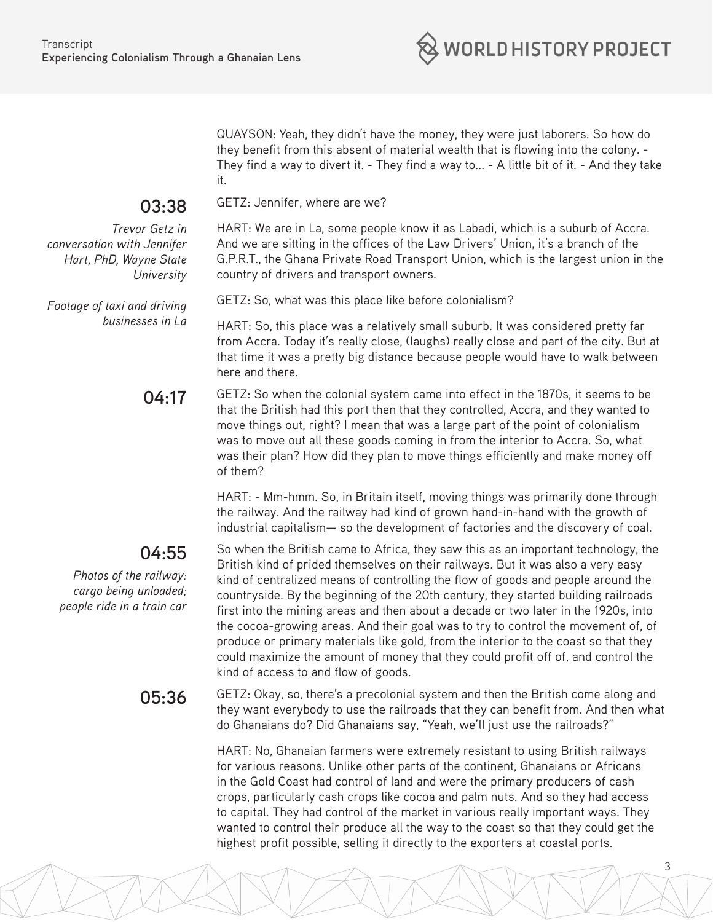QUAYSON: Yeah, they didn't have the money, they were just laborers. So how do they benefit from this absent of material wealth that is flowing into the colony. - They find a way to divert it. - They find a way to... - A little bit of it. - And they take it.

**03:38**

*Trevor Getz in conversation with Jennifer Hart, PhD, Wayne State University*

*Footage of taxi and driving businesses in La*

GETZ: Jennifer, where are we?

HART: We are in La, some people know it as Labadi, which is a suburb of Accra. And we are sitting in the offices of the Law Drivers' Union, it's a branch of the G.P.R.T., the Ghana Private Road Transport Union, which is the largest union in the country of drivers and transport owners.

GETZ: So, what was this place like before colonialism?

HART: So, this place was a relatively small suburb. It was considered pretty far from Accra. Today it's really close, (laughs) really close and part of the city. But at that time it was a pretty big distance because people would have to walk between here and there.

**04:17**

GETZ: So when the colonial system came into effect in the 1870s, it seems to be that the British had this port then that they controlled, Accra, and they wanted to move things out, right? I mean that was a large part of the point of colonialism was to move out all these goods coming in from the interior to Accra. So, what was their plan? How did they plan to move things efficiently and make money off of them?

HART: - Mm-hmm. So, in Britain itself, moving things was primarily done through the railway. And the railway had kind of grown hand-in-hand with the growth of industrial capitalism— so the development of factories and the discovery of coal.

**04:55**

*Photos of the railway: cargo being unloaded; people ride in a train car*

So when the British came to Africa, they saw this as an important technology, the British kind of prided themselves on their railways. But it was also a very easy kind of centralized means of controlling the flow of goods and people around the countryside. By the beginning of the 20th century, they started building railroads first into the mining areas and then about a decade or two later in the 1920s, into the cocoa-growing areas. And their goal was to try to control the movement of, of produce or primary materials like gold, from the interior to the coast so that they could maximize the amount of money that they could profit off of, and control the kind of access to and flow of goods.

**05:36**

GETZ: Okay, so, there's a precolonial system and then the British come along and they want everybody to use the railroads that they can benefit from. And then what do Ghanaians do? Did Ghanaians say, "Yeah, we'll just use the railroads?"

HART: No, Ghanaian farmers were extremely resistant to using British railways for various reasons. Unlike other parts of the continent, Ghanaians or Africans in the Gold Coast had control of land and were the primary producers of cash crops, particularly cash crops like cocoa and palm nuts. And so they had access to capital. They had control of the market in various really important ways. They wanted to control their produce all the way to the coast so that they could get the highest profit possible, selling it directly to the exporters at coastal ports.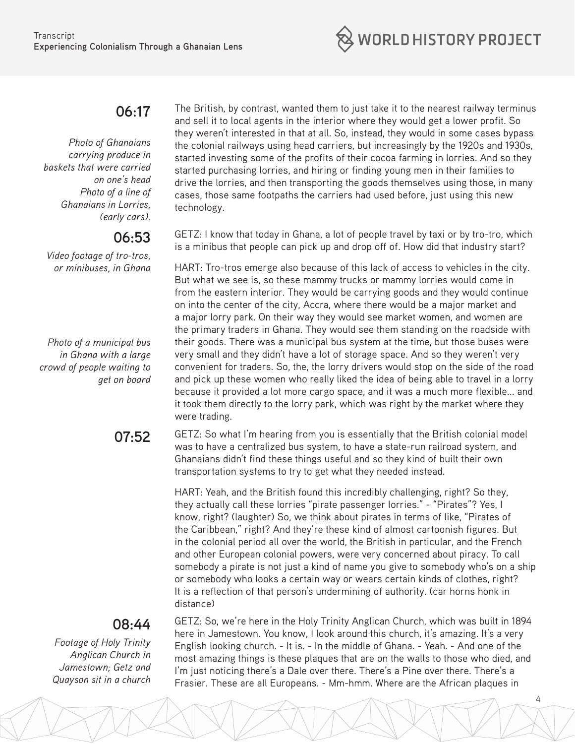**06:17**

*Photo of Ghanaians carrying produce in baskets that were carried on one's head*
*Photo of a line of Ghanaians in Lorries, (early cars).*

The British, by contrast, wanted them to just take it to the nearest railway terminus and sell it to local agents in the interior where they would get a lower profit. So they weren't interested in that at all. So, instead, they would in some cases bypass the colonial railways using head carriers, but increasingly by the 1920s and 1930s, started investing some of the profits of their cocoa farming in lorries. And so they started purchasing lorries, and hiring or finding young men in their families to drive the lorries, and then transporting the goods themselves using those, in many cases, those same footpaths the carriers had used before, just using this new technology.

**06:53**

*Video footage of tro-tros, or minibuses, in Ghana*

GETZ: I know that today in Ghana, a lot of people travel by taxi or by tro-tro, which is a minibus that people can pick up and drop off of. How did that industry start?

*Photo of a municipal bus in Ghana with a large crowd of people waiting to get on board*

HART: Tro-tros emerge also because of this lack of access to vehicles in the city. But what we see is, so these mammy trucks or mammy lorries would come in from the eastern interior. They would be carrying goods and they would continue on into the center of the city, Accra, where there would be a major market and a major lorry park. On their way they would see market women, and women are the primary traders in Ghana. They would see them standing on the roadside with their goods. There was a municipal bus system at the time, but those buses were very small and they didn't have a lot of storage space. And so they weren't very convenient for traders. So, the, the lorry drivers would stop on the side of the road and pick up these women who really liked the idea of being able to travel in a lorry because it provided a lot more cargo space, and it was a much more flexible... and it took them directly to the lorry park, which was right by the market where they were trading.

**07:52**

GETZ: So what I'm hearing from you is essentially that the British colonial model was to have a centralized bus system, to have a state-run railroad system, and Ghanaians didn't find these things useful and so they kind of built their own transportation systems to try to get what they needed instead.

HART: Yeah, and the British found this incredibly challenging, right? So they, they actually call these lorries "pirate passenger lorries." - "Pirates"? Yes, I know, right? (laughter) So, we think about pirates in terms of like, "Pirates of the Caribbean," right? And they're these kind of almost cartoonish figures. But in the colonial period all over the world, the British in particular, and the French and other European colonial powers, were very concerned about piracy. To call somebody a pirate is not just a kind of name you give to somebody who's on a ship or somebody who looks a certain way or wears certain kinds of clothes, right? It is a reflection of that person's undermining of authority. (car horns honk in distance)

**08:44**

*Footage of Holy Trinity Anglican Church in Jamestown; Getz and Quayson sit in a church*

GETZ: So, we're here in the Holy Trinity Anglican Church, which was built in 1894 here in Jamestown. You know, I look around this church, it's amazing. It's a very English looking church. - It is. - In the middle of Ghana. - Yeah. - And one of the most amazing things is these plaques that are on the walls to those who died, and I'm just noticing there's a Dale over there. There's a Pine over there. There's a Frasier. These are all Europeans. - Mm-hmm. Where are the African plaques in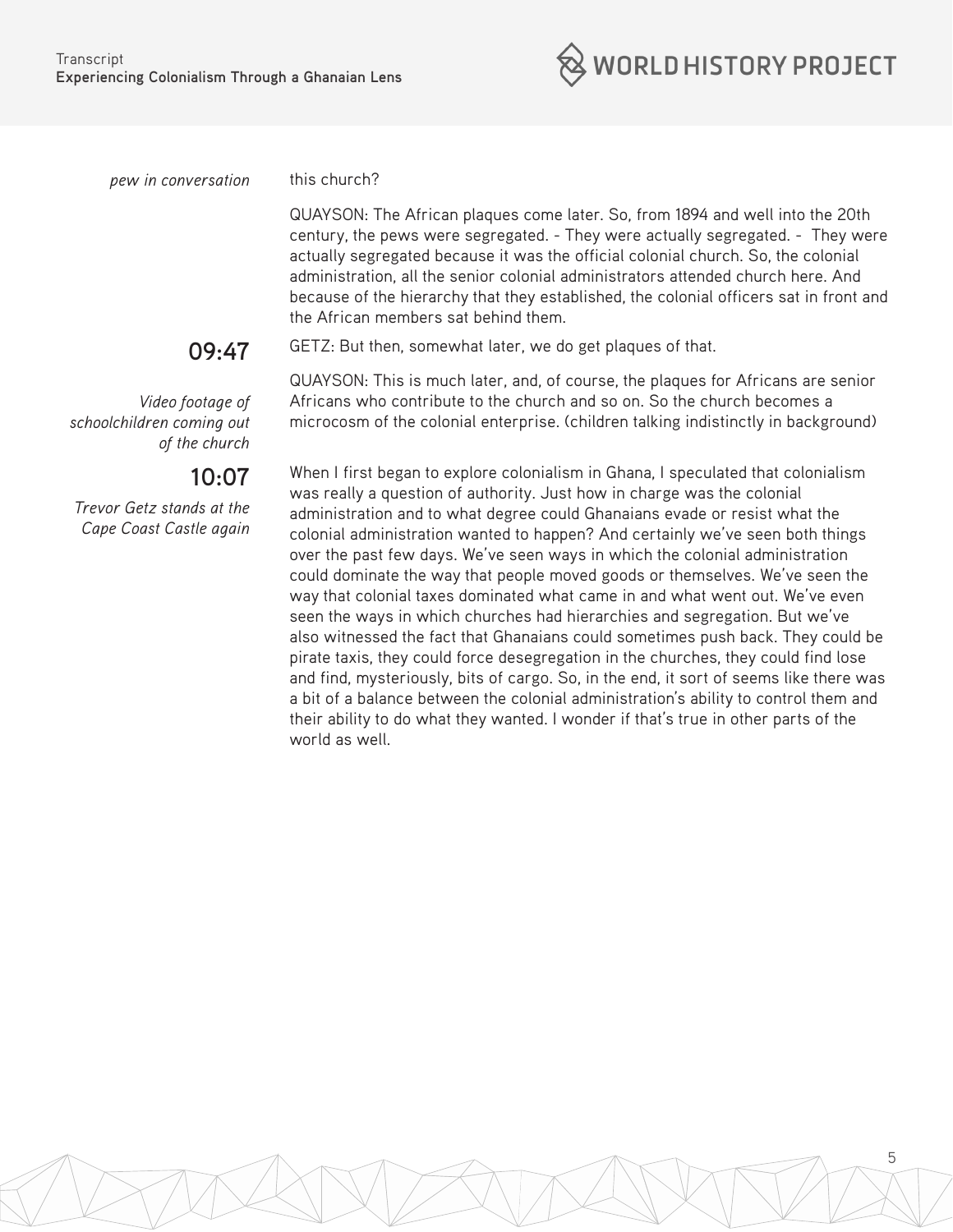*pew in conversation*

this church?

QUAYSON: The African plaques come later. So, from 1894 and well into the 20th century, the pews were segregated. - They were actually segregated. - They were actually segregated because it was the official colonial church. So, the colonial administration, all the senior colonial administrators attended church here. And because of the hierarchy that they established, the colonial officers sat in front and the African members sat behind them.

**09:47**

GETZ: But then, somewhat later, we do get plaques of that.

*Video footage of schoolchildren coming out of the church*

QUAYSON: This is much later, and, of course, the plaques for Africans are senior Africans who contribute to the church and so on. So the church becomes a microcosm of the colonial enterprise. (children talking indistinctly in background)

**10:07**

*Trevor Getz stands at the Cape Coast Castle again*

When I first began to explore colonialism in Ghana, I speculated that colonialism was really a question of authority. Just how in charge was the colonial administration and to what degree could Ghanaians evade or resist what the colonial administration wanted to happen? And certainly we've seen both things over the past few days. We've seen ways in which the colonial administration could dominate the way that people moved goods or themselves. We've seen the way that colonial taxes dominated what came in and what went out. We've even seen the ways in which churches had hierarchies and segregation. But we've also witnessed the fact that Ghanaians could sometimes push back. They could be pirate taxis, they could force desegregation in the churches, they could find lose and find, mysteriously, bits of cargo. So, in the end, it sort of seems like there was a bit of a balance between the colonial administration's ability to control them and their ability to do what they wanted. I wonder if that's true in other parts of the world as well.